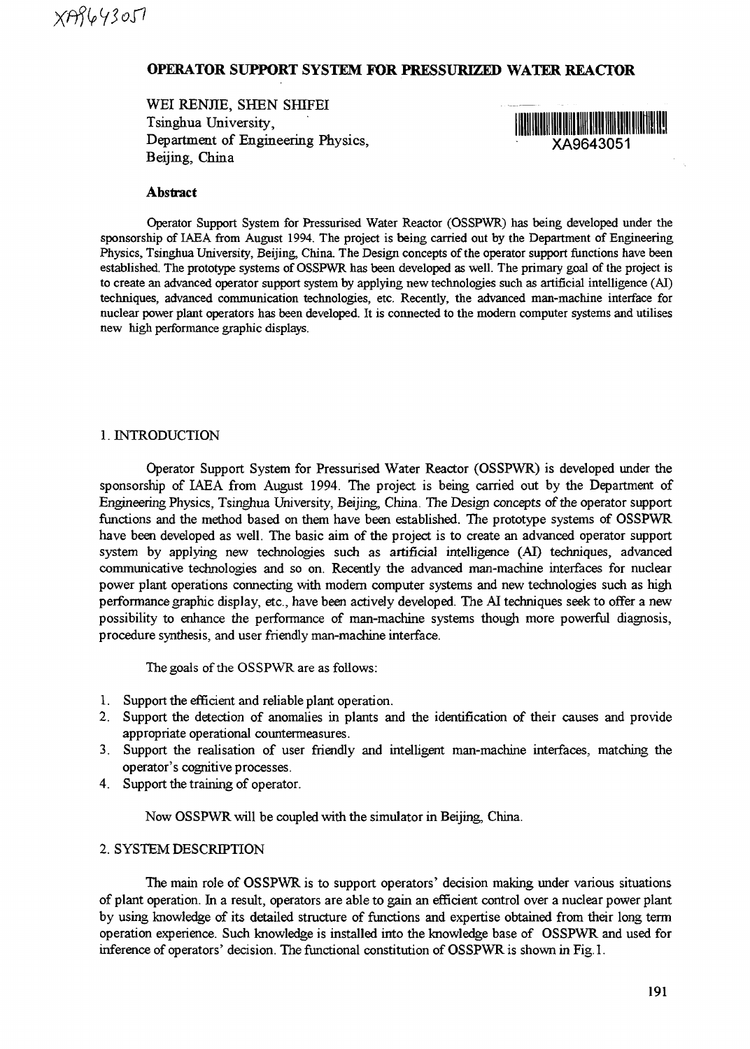XA9643051

# OPERATOR SUPPORT SYSTEM FOR PRESSURIZED WATER REACTOR

WEI RENJIE, SHEN SHIFEI
Tsinghua University,
Department of Engineering Physics,
Beijing, China

XA9643051

## Abstract

Operator Support System for Pressurised Water Reactor (OSSPWR) has being developed under the sponsorship of IAEA from August 1994. The project is being carried out by the Department of Engineering Physics, Tsinghua University, Beijing, China. The Design concepts of the operator support functions have been established. The prototype systems of OSSPWR has been developed as well. The primary goal of the project is to create an advanced operator support system by applying new technologies such as artificial intelligence (AI) techniques, advanced communication technologies, etc. Recently, the advanced man-machine interface for nuclear power plant operators has been developed. It is connected to the modern computer systems and utilises new high performance graphic displays.

## 1. INTRODUCTION

Operator Support System for Pressurised Water Reactor (OSSPWR) is developed under the sponsorship of IAEA from August 1994. The project is being carried out by the Department of Engineering Physics, Tsinghua University, Beijing, China. The Design concepts of the operator support functions and the method based on them have been established. The prototype systems of OSSPWR have been developed as well. The basic aim of the project is to create an advanced operator support system by applying new technologies such as artificial intelligence (AI) techniques, advanced communicative technologies and so on. Recently the advanced man-machine interfaces for nuclear power plant operations connecting with modern computer systems and new technologies such as high performance graphic display, etc., have been actively developed. The AI techniques seek to offer a new possibility to enhance the performance of man-machine systems though more powerful diagnosis, procedure synthesis, and user friendly man-machine interface.

The goals of the OSSPWR are as follows:

1. Support the efficient and reliable plant operation.
2. Support the detection of anomalies in plants and the identification of their causes and provide appropriate operational countermeasures.
3. Support the realisation of user friendly and intelligent man-machine interfaces, matching the operator's cognitive processes.
4. Support the training of operator.

Now OSSPWR will be coupled with the simulator in Beijing, China.

## 2. SYSTEM DESCRIPTION

The main role of OSSPWR is to support operators' decision making under various situations of plant operation. In a result, operators are able to gain an efficient control over a nuclear power plant by using knowledge of its detailed structure of functions and expertise obtained from their long term operation experience. Such knowledge is installed into the knowledge base of OSSPWR and used for inference of operators' decision. The functional constitution of OSSPWR is shown in Fig.1.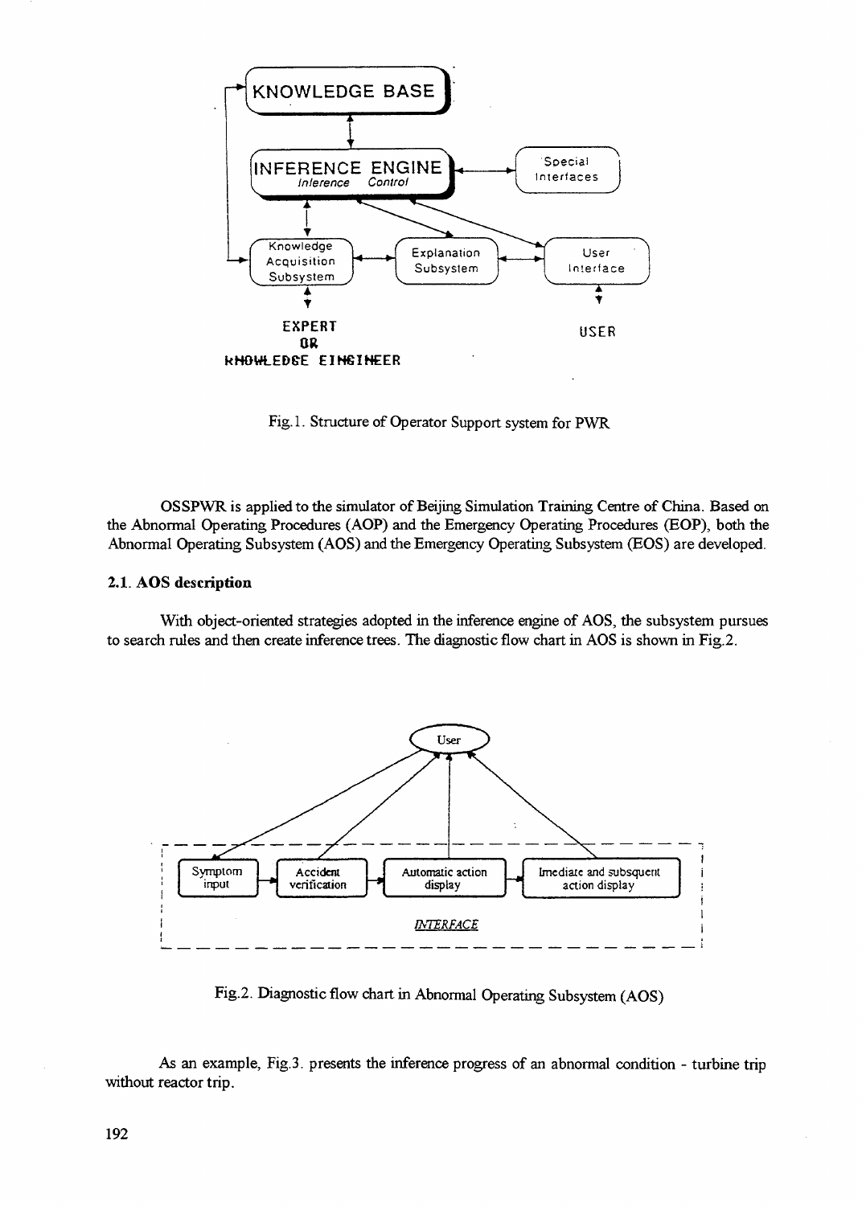Fig.1. Structure of Operator Support system for PWR

OSSPWR is applied to the simulator of Beijing Simulation Training Centre of China. Based on the Abnormal Operating Procedures (AOP) and the Emergency Operating Procedures (EOP), both the Abnormal Operating Subsystem (AOS) and the Emergency Operating Subsystem (EOS) are developed.

### 2.1. AOS description

With object-oriented strategies adopted in the inference engine of AOS, the subsystem pursues to search rules and then create inference trees. The diagnostic flow chart in AOS is shown in Fig.2.

Fig.2. Diagnostic flow chart in Abnormal Operating Subsystem (AOS)

As an example, Fig.3. presents the inference progress of an abnormal condition - turbine trip without reactor trip.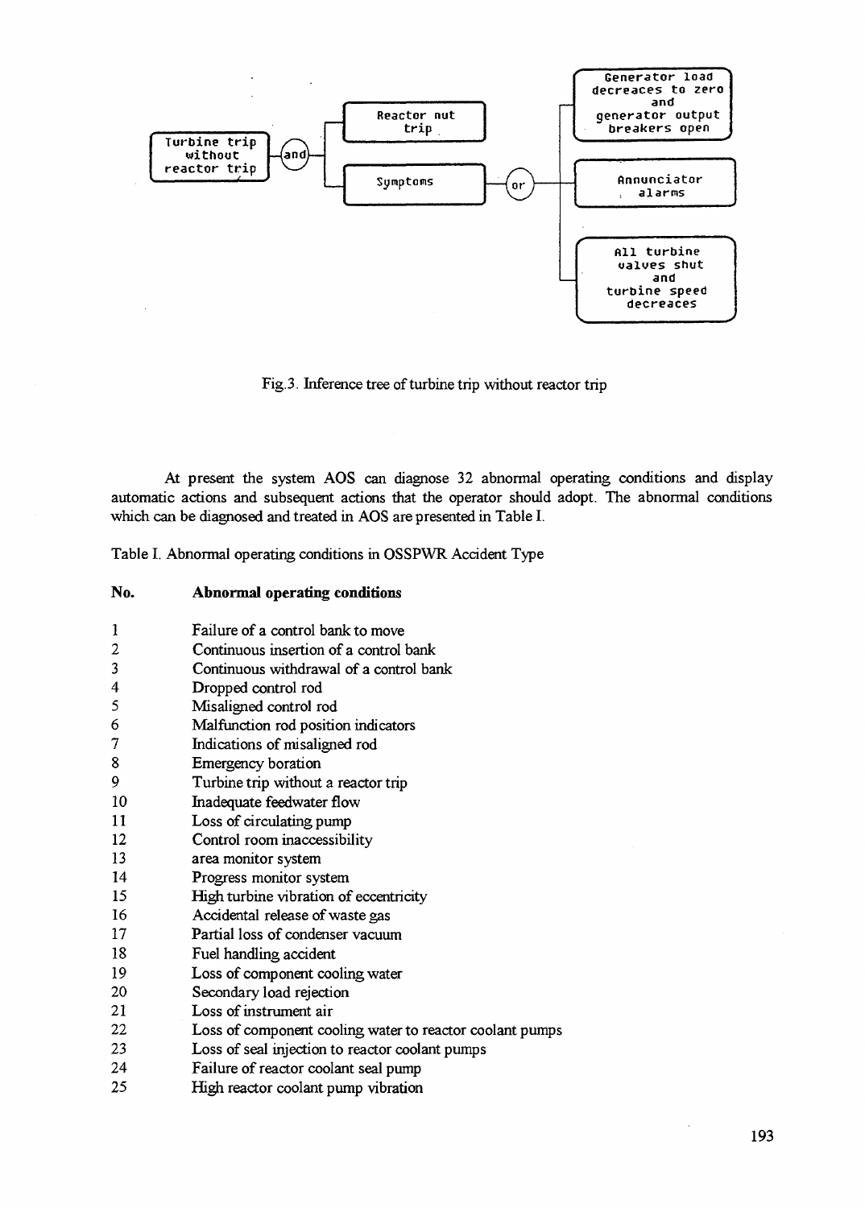Turbine trip without reactor trip — (and) — Reactor nut trip; Symptoms — (or) — Generator load decreaces to zero and generator output breakers open; Annunciator alarms; All turbine valves shut and turbine speed decreaces

Fig.3. Inference tree of turbine trip without reactor trip

At present the system AOS can diagnose 32 abnormal operating conditions and display automatic actions and subsequent actions that the operator should adopt. The abnormal conditions which can be diagnosed and treated in AOS are presented in Table I.

Table I. Abnormal operating conditions in OSSPWR Accident Type

| No. | Abnormal operating conditions |
|---|---|
| 1 | Failure of a control bank to move |
| 2 | Continuous insertion of a control bank |
| 3 | Continuous withdrawal of a control bank |
| 4 | Dropped control rod |
| 5 | Misaligned control rod |
| 6 | Malfunction rod position indicators |
| 7 | Indications of misaligned rod |
| 8 | Emergency boration |
| 9 | Turbine trip without a reactor trip |
| 10 | Inadequate feedwater flow |
| 11 | Loss of circulating pump |
| 12 | Control room inaccessibility |
| 13 | area monitor system |
| 14 | Progress monitor system |
| 15 | High turbine vibration of eccentricity |
| 16 | Accidental release of waste gas |
| 17 | Partial loss of condenser vacuum |
| 18 | Fuel handling accident |
| 19 | Loss of component cooling water |
| 20 | Secondary load rejection |
| 21 | Loss of instrument air |
| 22 | Loss of component cooling water to reactor coolant pumps |
| 23 | Loss of seal injection to reactor coolant pumps |
| 24 | Failure of reactor coolant seal pump |
| 25 | High reactor coolant pump vibration |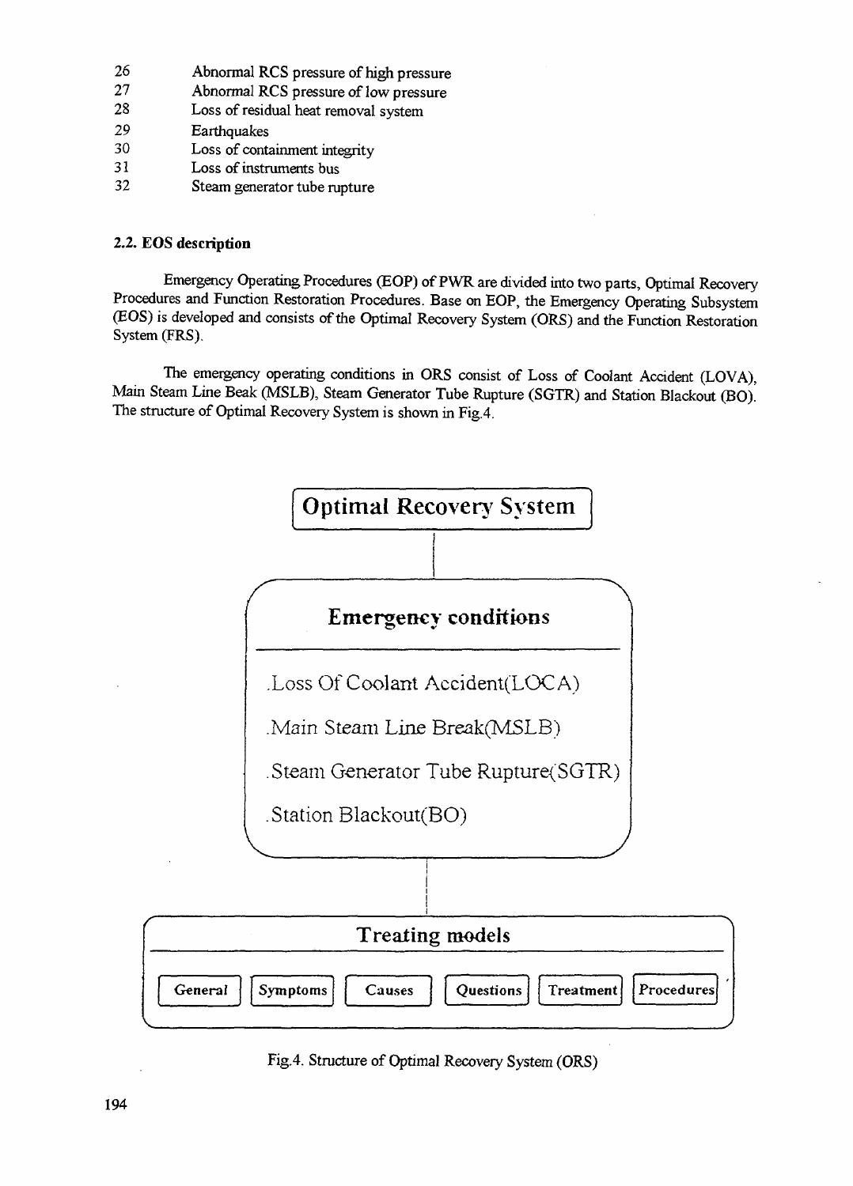26 Abnormal RCS pressure of high pressure
27 Abnormal RCS pressure of low pressure
28 Loss of residual heat removal system
29 Earthquakes
30 Loss of containment integrity
31 Loss of instruments bus
32 Steam generator tube rupture

### 2.2. EOS description

Emergency Operating Procedures (EOP) of PWR are divided into two parts, Optimal Recovery Procedures and Function Restoration Procedures. Base on EOP, the Emergency Operating Subsystem (EOS) is developed and consists of the Optimal Recovery System (ORS) and the Function Restoration System (FRS).

The emergency operating conditions in ORS consist of Loss of Coolant Accident (LOVA), Main Steam Line Beak (MSLB), Steam Generator Tube Rupture (SGTR) and Station Blackout (BO). The structure of Optimal Recovery System is shown in Fig.4.

**Optimal Recovery System**

**Emergency conditions**

- Loss Of Coolant Accident(LOCA)
- Main Steam Line Break(MSLB)
- Steam Generator Tube Rupture(SGTR)
- Station Blackout(BO)

**Treating models**

| General | Symptoms | Causes | Questions | Treatment | Procedures |
|---|---|---|---|---|---|

Fig.4. Structure of Optimal Recovery System (ORS)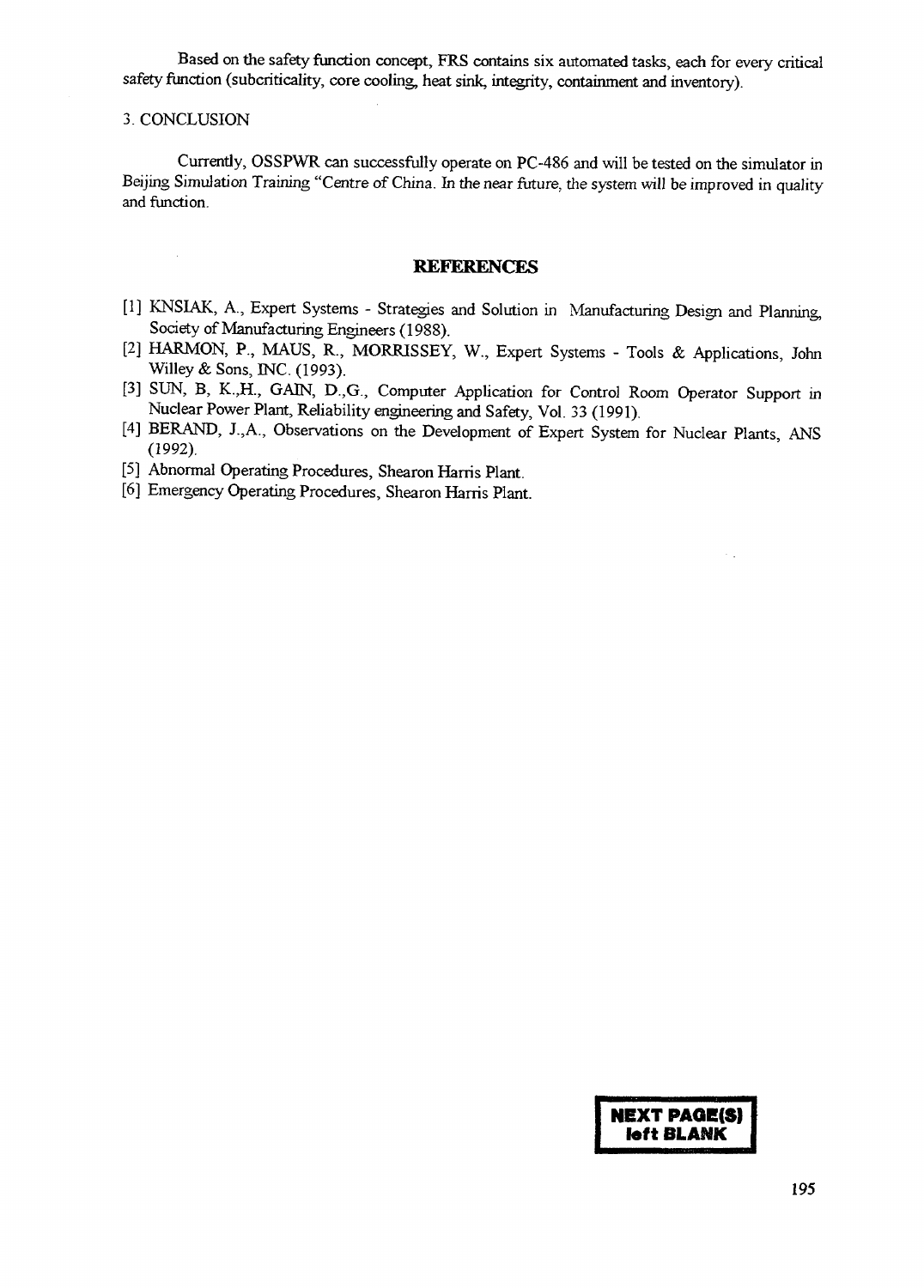Based on the safety function concept, FRS contains six automated tasks, each for every critical safety function (subcriticality, core cooling, heat sink, integrity, containment and inventory).

## 3. CONCLUSION

Currently, OSSPWR can successfully operate on PC-486 and will be tested on the simulator in Beijing Simulation Training "Centre of China. In the near future, the system will be improved in quality and function.

## REFERENCES

[1] KNSIAK, A., Expert Systems - Strategies and Solution in Manufacturing Design and Planning, Society of Manufacturing Engineers (1988).

[2] HARMON, P., MAUS, R., MORRISSEY, W., Expert Systems - Tools & Applications, John Willey & Sons, INC. (1993).

[3] SUN, B, K.,H., GAIN, D.,G., Computer Application for Control Room Operator Support in Nuclear Power Plant, Reliability engineering and Safety, Vol. 33 (1991).

[4] BERAND, J.,A., Observations on the Development of Expert System for Nuclear Plants, ANS (1992).

[5] Abnormal Operating Procedures, Shearon Harris Plant.

[6] Emergency Operating Procedures, Shearon Harris Plant.

**NEXT PAGE(S) left BLANK**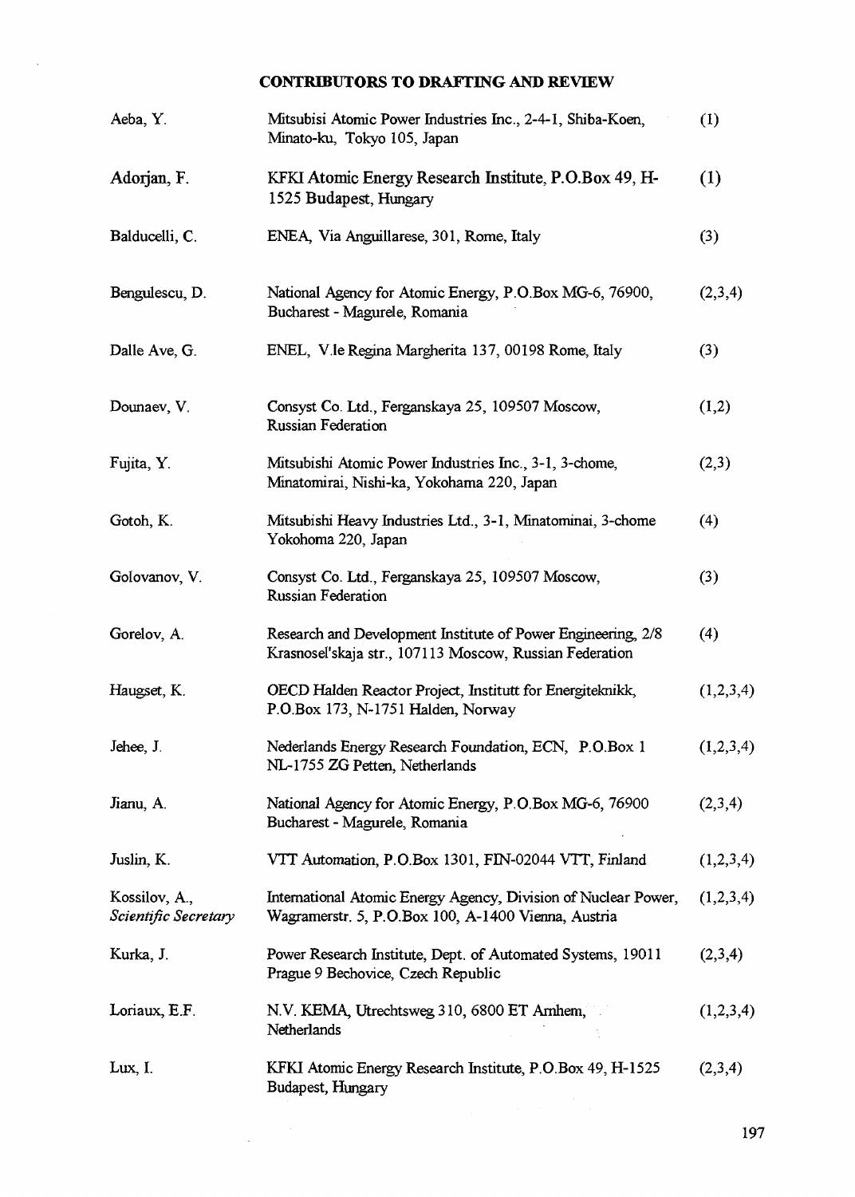## CONTRIBUTORS TO DRAFTING AND REVIEW

| | | |
|---|---|---|
| Aeba, Y. | Mitsubisi Atomic Power Industries Inc., 2-4-1, Shiba-Koen, Minato-ku, Tokyo 105, Japan | (1) |
| Adorjan, F. | KFKI Atomic Energy Research Institute, P.O.Box 49, H-1525 Budapest, Hungary | (1) |
| Balducelli, C. | ENEA, Via Anguillarese, 301, Rome, Italy | (3) |
| Bengulescu, D. | National Agency for Atomic Energy, P.O.Box MG-6, 76900, Bucharest - Magurele, Romania | (2,3,4) |
| Dalle Ave, G. | ENEL, V.le Regina Margherita 137, 00198 Rome, Italy | (3) |
| Dounaev, V. | Consyst Co. Ltd., Ferganskaya 25, 109507 Moscow, Russian Federation | (1,2) |
| Fujita, Y. | Mitsubishi Atomic Power Industries Inc., 3-1, 3-chome, Minatomirai, Nishi-ka, Yokohama 220, Japan | (2,3) |
| Gotoh, K. | Mitsubishi Heavy Industries Ltd., 3-1, Minatominai, 3-chome Yokohoma 220, Japan | (4) |
| Golovanov, V. | Consyst Co. Ltd., Ferganskaya 25, 109507 Moscow, Russian Federation | (3) |
| Gorelov, A. | Research and Development Institute of Power Engineering, 2/8 Krasnosel'skaja str., 107113 Moscow, Russian Federation | (4) |
| Haugset, K. | OECD Halden Reactor Project, Institutt for Energiteknikk, P.O.Box 173, N-1751 Halden, Norway | (1,2,3,4) |
| Jehee, J. | Nederlands Energy Research Foundation, ECN, P.O.Box 1 NL-1755 ZG Petten, Netherlands | (1,2,3,4) |
| Jianu, A. | National Agency for Atomic Energy, P.O.Box MG-6, 76900 Bucharest - Magurele, Romania | (2,3,4) |
| Juslin, K. | VTT Automation, P.O.Box 1301, FIN-02044 VTT, Finland | (1,2,3,4) |
| Kossilov, A., *Scientific Secretary* | International Atomic Energy Agency, Division of Nuclear Power, Wagramerstr. 5, P.O.Box 100, A-1400 Vienna, Austria | (1,2,3,4) |
| Kurka, J. | Power Research Institute, Dept. of Automated Systems, 19011 Prague 9 Bechovice, Czech Republic | (2,3,4) |
| Loriaux, E.F. | N.V. KEMA, Utrechtsweg 310, 6800 ET Arnhem, Netherlands | (1,2,3,4) |
| Lux, I. | KFKI Atomic Energy Research Institute, P.O.Box 49, H-1525 Budapest, Hungary | (2,3,4) |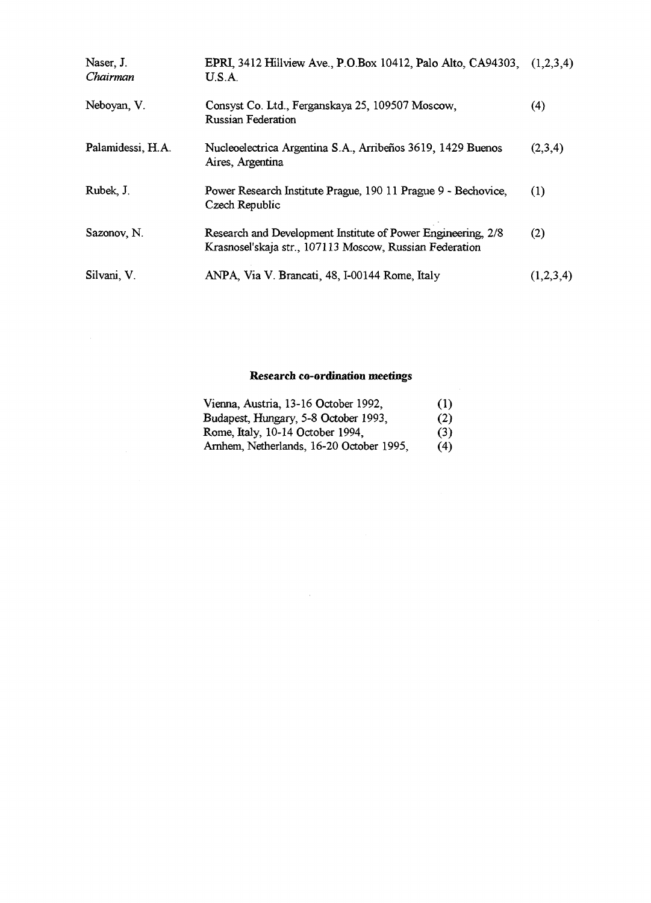| | | |
|---|---|---|
| Naser, J.<br>*Chairman* | EPRI, 3412 Hillview Ave., P.O.Box 10412, Palo Alto, CA94303, U.S.A. | (1,2,3,4) |
| Neboyan, V. | Consyst Co. Ltd., Ferganskaya 25, 109507 Moscow, Russian Federation | (4) |
| Palamidessi, H.A. | Nucleoelectrica Argentina S.A., Arribeños 3619, 1429 Buenos Aires, Argentina | (2,3,4) |
| Rubek, J. | Power Research Institute Prague, 190 11 Prague 9 - Bechovice, Czech Republic | (1) |
| Sazonov, N. | Research and Development Institute of Power Engineering, 2/8 Krasnosel'skaja str., 107113 Moscow, Russian Federation | (2) |
| Silvani, V. | ANPA, Via V. Brancati, 48, I-00144 Rome, Italy | (1,2,3,4) |

## Research co-ordination meetings

| | |
|---|---|
| Vienna, Austria, 13-16 October 1992, | (1) |
| Budapest, Hungary, 5-8 October 1993, | (2) |
| Rome, Italy, 10-14 October 1994, | (3) |
| Arnhem, Netherlands, 16-20 October 1995, | (4) |